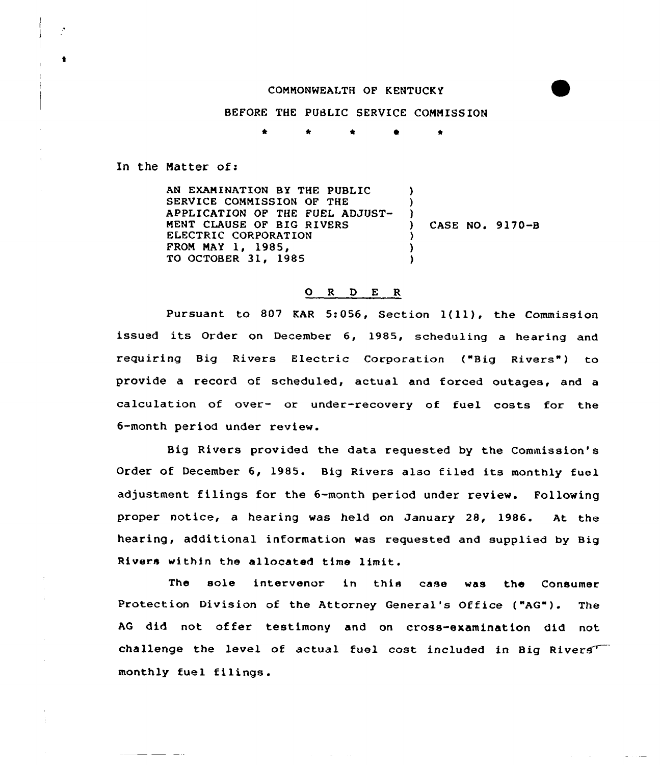COMMONWEALTH OF KENTUCKY

BEFORE THE PUBLIC SERVICE COMMISSION

\* \* \* \* \*

In the Matter of:

AN EXAMINATION BY THE PUBLIC SERVICE COMMISSION OF THE APPLICATION OF THE FUEL ADJUSTMENT CLAUSE OF BIG RIVERS ELECTRIC CORPORATION FROM MAY 1, 1985, TO OCTOBER 31, 1985 ) CASE NO. 9170-B

## O R D E R

Pursuant to 807 KAR 5:056, Section 1(11), the Commission issued its Order on December 6, 1985, scheduling a hearing and requiring Big Rivers Electric Corporation ("Big Rivers") to provide a record of scheduled, actual and forced outages, and a calculation of over- or under-recovery of fuel costs for the 6-month period under review.

Big Rivers provided the data requested by the Commission's Order of December 6, 1985. Big Rivers also filed its monthly fuel adjustment filings for the 6-month period under review. Following proper notice, a hearing was held on January 28, 1986. At the hearing, additional information was requested and supplied by Big Rivers within the allocated time limit.

The sole intervenor in this case was the Consumer Protection Division of the Attorney General's Office ("AG"). The AG did not offer testimony and on cross-examination did not challenge the level of actual fuel cost included in Big Rivers' monthly fuel filings.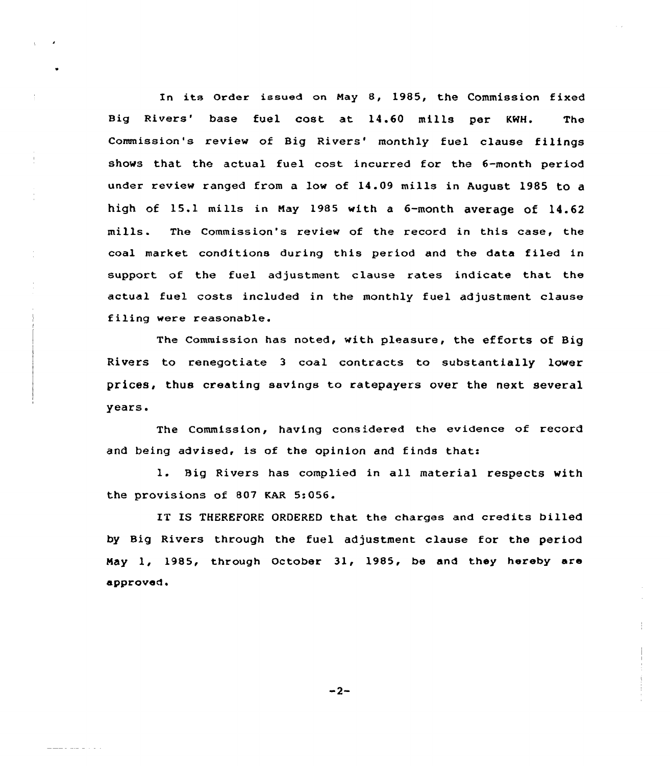In its Order issued on May 8, 1985, the Commission fixed Big Rivers' base fuel cost at 14.60 mills per KWH. The Commission's review of Big Rivers' monthly fuel clause filings shows that the actual fuel cost incurred for the 6-month period under review ranged from a low of 14.09 mills in August 1985 to a high of 15.1 mills in May 1985 with a 6-month average of 14.62 mills. The Commission's review of the record in this case, the coal market conditions during this period and the data filed in support of the fuel adjustment clause rates indicate that the actual fuel costs included in the monthly fuel adjustment clause filing were reasonable.

The Commission has noted, with pleasure, the efforts of Big Rivers to renegotiate 3 coal contracts to substantially lower prices, thus creating savings to ratepayers over the next several years.

The Commission, having considered the evidence of record and being advised, is of the opinion and finds that:

1. Big Rivers has complied in all material respects with the provisions of 807 KAR 5:056.

IT IS THEREFORE ORDERED that the charges and credits billed by Big Rivers through the fuel adjustment clause for the period May 1, 1985, through October 31, 1985, be and they hereby are approved.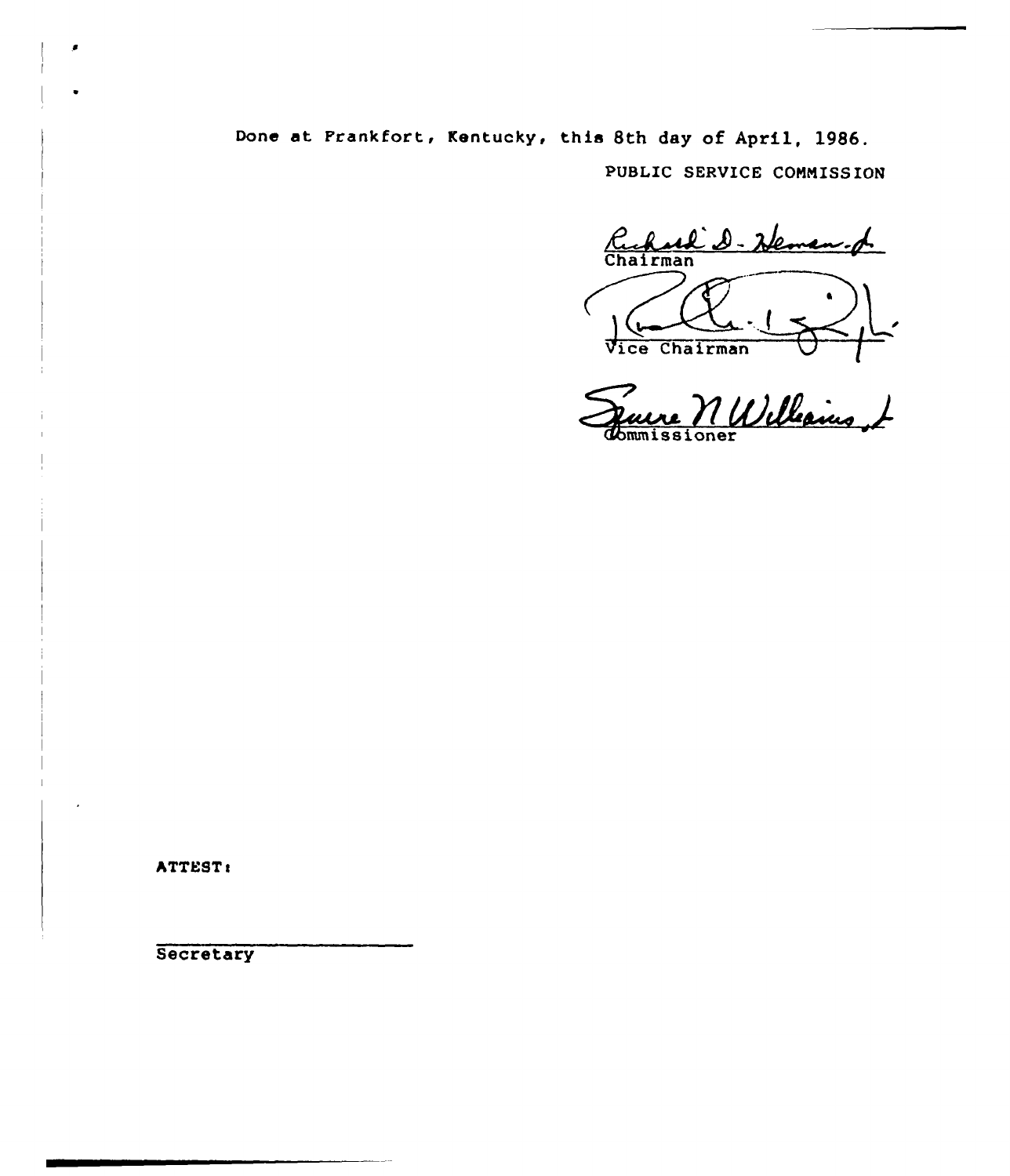Done at Frankfort, Kentucky, this 8th day of April, 1986.

PUBLIC SERVICE COMMISSION

Chairman

Vice Chairman

Commissioner

ATTEST:

Secretary